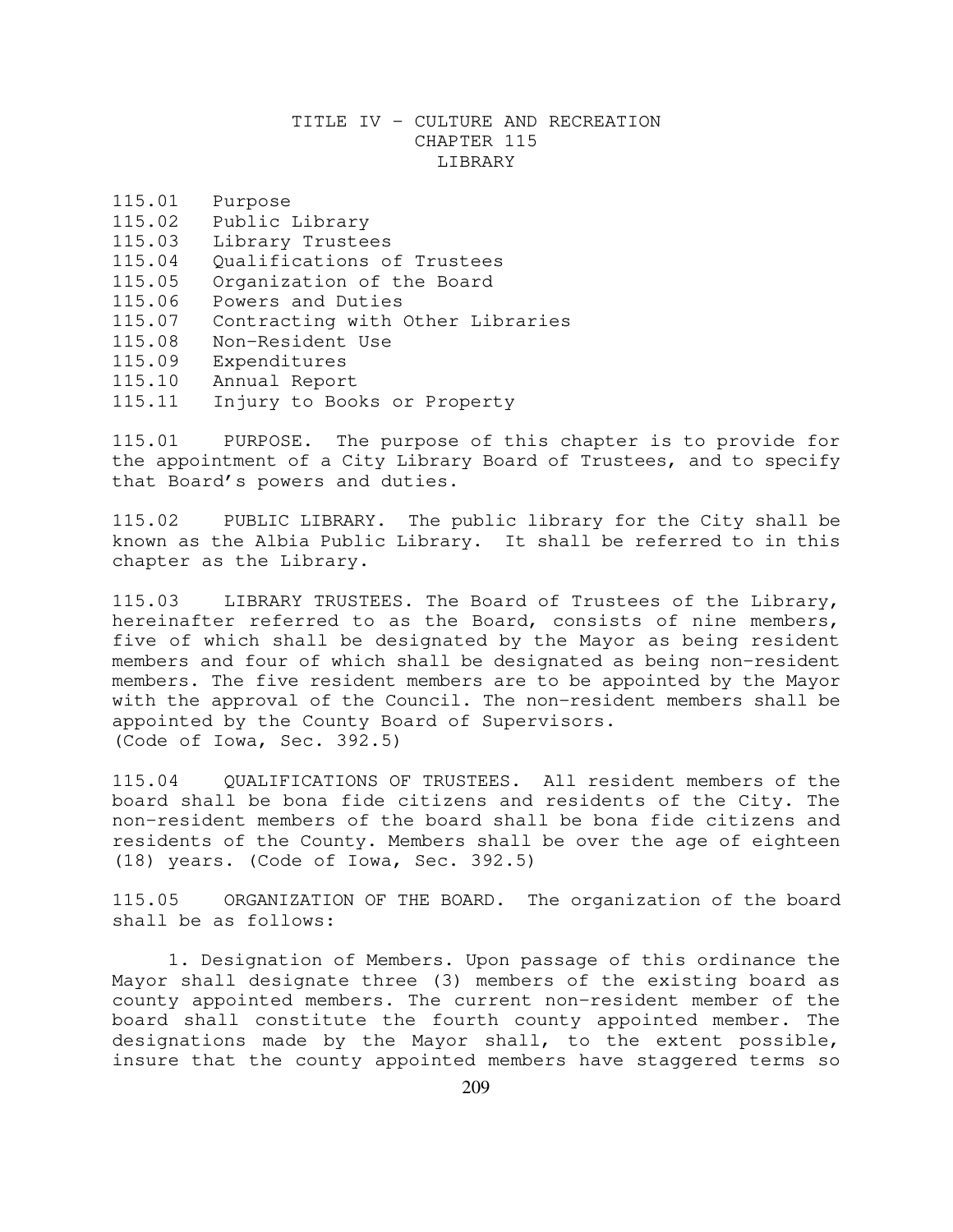# TITLE IV – CULTURE AND RECREATION
## CHAPTER 115
## LIBRARY

115.01 Purpose
115.02 Public Library
115.03 Library Trustees
115.04 Qualifications of Trustees
115.05 Organization of the Board
115.06 Powers and Duties
115.07 Contracting with Other Libraries
115.08 Non-Resident Use
115.09 Expenditures
115.10 Annual Report
115.11 Injury to Books or Property

115.01 PURPOSE. The purpose of this chapter is to provide for the appointment of a City Library Board of Trustees, and to specify that Board's powers and duties.

115.02 PUBLIC LIBRARY. The public library for the City shall be known as the Albia Public Library. It shall be referred to in this chapter as the Library.

115.03 LIBRARY TRUSTEES. The Board of Trustees of the Library, hereinafter referred to as the Board, consists of nine members, five of which shall be designated by the Mayor as being resident members and four of which shall be designated as being non-resident members. The five resident members are to be appointed by the Mayor with the approval of the Council. The non-resident members shall be appointed by the County Board of Supervisors. (Code of Iowa, Sec. 392.5)

115.04 QUALIFICATIONS OF TRUSTEES. All resident members of the board shall be bona fide citizens and residents of the City. The non-resident members of the board shall be bona fide citizens and residents of the County. Members shall be over the age of eighteen (18) years. (Code of Iowa, Sec. 392.5)

115.05 ORGANIZATION OF THE BOARD. The organization of the board shall be as follows:

1. Designation of Members. Upon passage of this ordinance the Mayor shall designate three (3) members of the existing board as county appointed members. The current non-resident member of the board shall constitute the fourth county appointed member. The designations made by the Mayor shall, to the extent possible, insure that the county appointed members have staggered terms so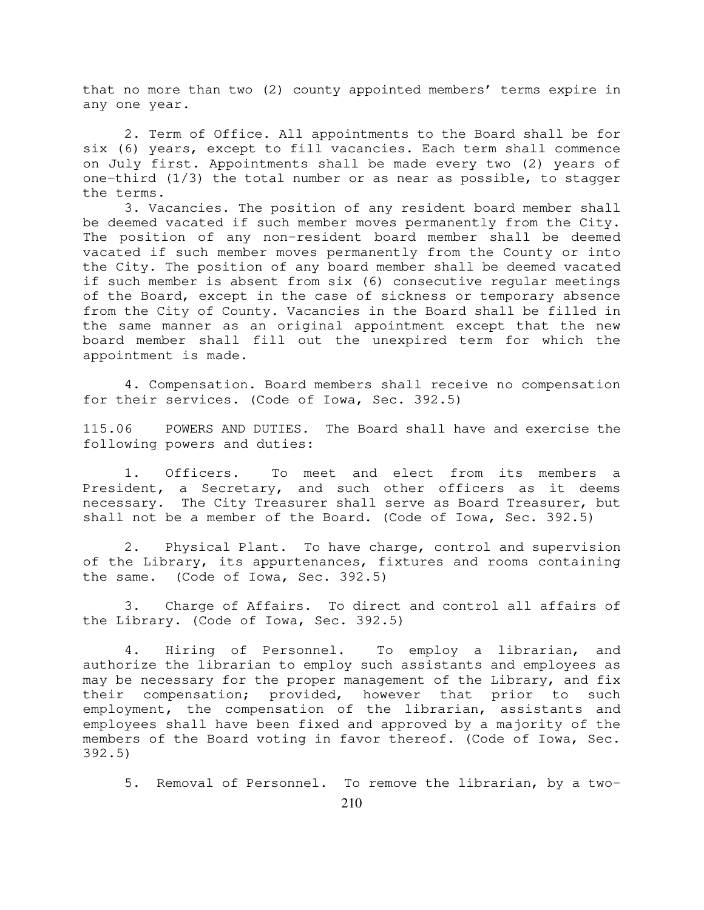that no more than two (2) county appointed members' terms expire in any one year.

2. Term of Office. All appointments to the Board shall be for six (6) years, except to fill vacancies. Each term shall commence on July first. Appointments shall be made every two (2) years of one-third (1/3) the total number or as near as possible, to stagger the terms.

3. Vacancies. The position of any resident board member shall be deemed vacated if such member moves permanently from the City. The position of any non-resident board member shall be deemed vacated if such member moves permanently from the County or into the City. The position of any board member shall be deemed vacated if such member is absent from six (6) consecutive regular meetings of the Board, except in the case of sickness or temporary absence from the City of County. Vacancies in the Board shall be filled in the same manner as an original appointment except that the new board member shall fill out the unexpired term for which the appointment is made.

4. Compensation. Board members shall receive no compensation for their services. (Code of Iowa, Sec. 392.5)

115.06 POWERS AND DUTIES. The Board shall have and exercise the following powers and duties:

1. Officers. To meet and elect from its members a President, a Secretary, and such other officers as it deems necessary. The City Treasurer shall serve as Board Treasurer, but shall not be a member of the Board. (Code of Iowa, Sec. 392.5)

2. Physical Plant. To have charge, control and supervision of the Library, its appurtenances, fixtures and rooms containing the same. (Code of Iowa, Sec. 392.5)

3. Charge of Affairs. To direct and control all affairs of the Library. (Code of Iowa, Sec. 392.5)

4. Hiring of Personnel. To employ a librarian, and authorize the librarian to employ such assistants and employees as may be necessary for the proper management of the Library, and fix their compensation; provided, however that prior to such employment, the compensation of the librarian, assistants and employees shall have been fixed and approved by a majority of the members of the Board voting in favor thereof. (Code of Iowa, Sec. 392.5)

5. Removal of Personnel. To remove the librarian, by a two-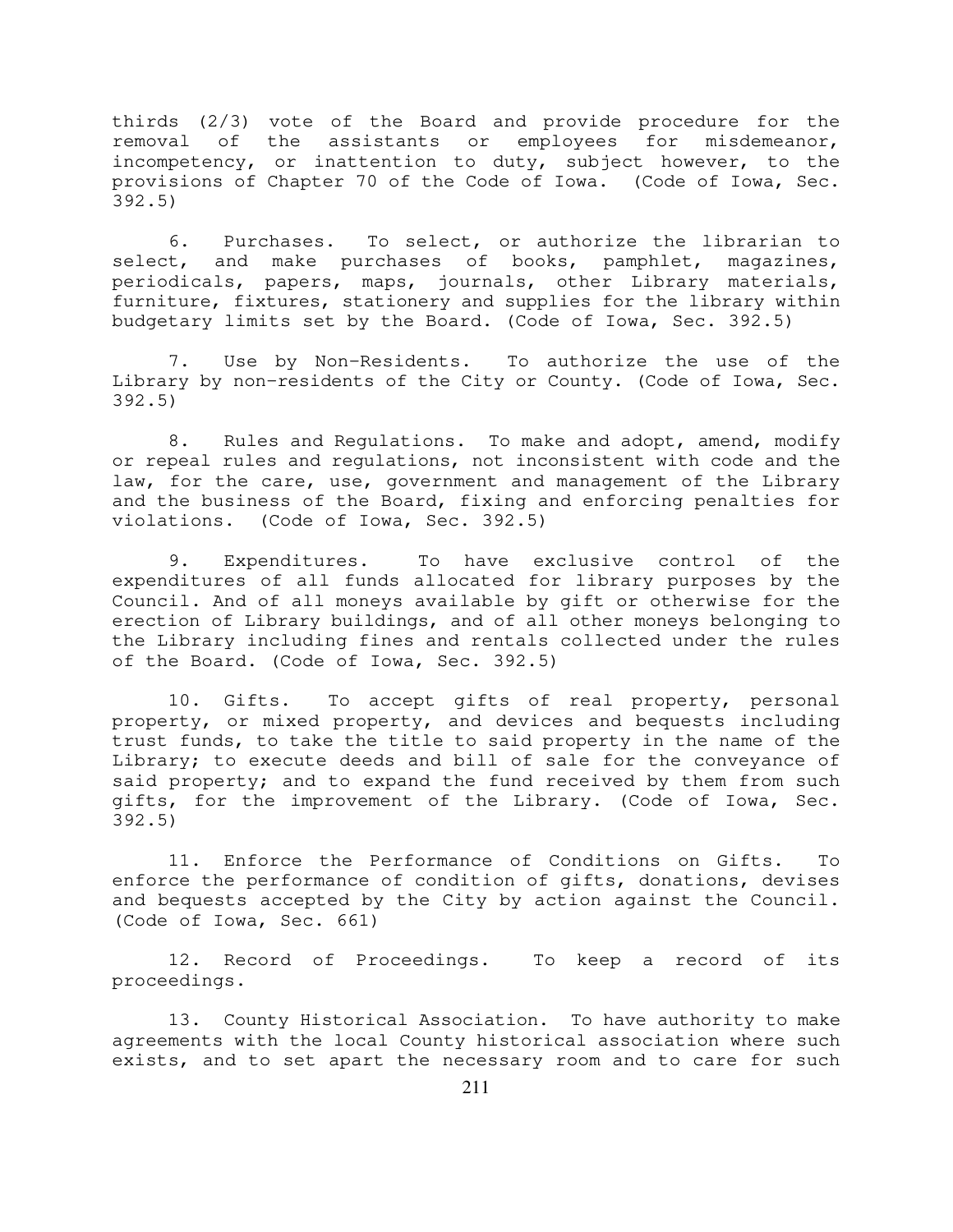thirds (2/3) vote of the Board and provide procedure for the removal of the assistants or employees for misdemeanor, incompetency, or inattention to duty, subject however, to the provisions of Chapter 70 of the Code of Iowa. (Code of Iowa, Sec. 392.5)

6. Purchases. To select, or authorize the librarian to select, and make purchases of books, pamphlet, magazines, periodicals, papers, maps, journals, other Library materials, furniture, fixtures, stationery and supplies for the library within budgetary limits set by the Board. (Code of Iowa, Sec. 392.5)

7. Use by Non-Residents. To authorize the use of the Library by non-residents of the City or County. (Code of Iowa, Sec. 392.5)

8. Rules and Regulations. To make and adopt, amend, modify or repeal rules and regulations, not inconsistent with code and the law, for the care, use, government and management of the Library and the business of the Board, fixing and enforcing penalties for violations. (Code of Iowa, Sec. 392.5)

9. Expenditures. To have exclusive control of the expenditures of all funds allocated for library purposes by the Council. And of all moneys available by gift or otherwise for the erection of Library buildings, and of all other moneys belonging to the Library including fines and rentals collected under the rules of the Board. (Code of Iowa, Sec. 392.5)

10. Gifts. To accept gifts of real property, personal property, or mixed property, and devices and bequests including trust funds, to take the title to said property in the name of the Library; to execute deeds and bill of sale for the conveyance of said property; and to expand the fund received by them from such gifts, for the improvement of the Library. (Code of Iowa, Sec. 392.5)

11. Enforce the Performance of Conditions on Gifts. To enforce the performance of condition of gifts, donations, devises and bequests accepted by the City by action against the Council. (Code of Iowa, Sec. 661)

12. Record of Proceedings. To keep a record of its proceedings.

13. County Historical Association. To have authority to make agreements with the local County historical association where such exists, and to set apart the necessary room and to care for such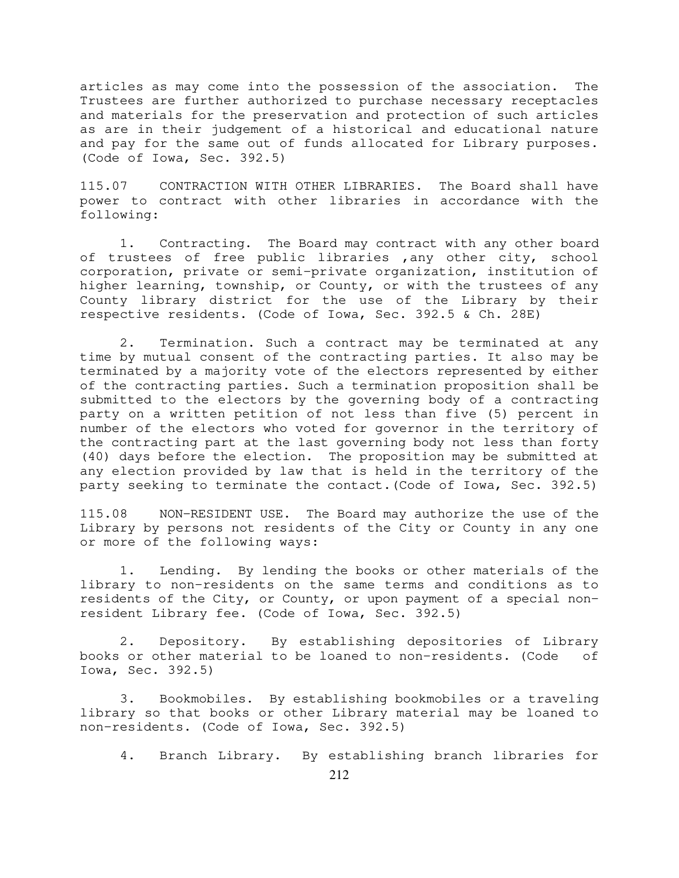articles as may come into the possession of the association. The Trustees are further authorized to purchase necessary receptacles and materials for the preservation and protection of such articles as are in their judgement of a historical and educational nature and pay for the same out of funds allocated for Library purposes. (Code of Iowa, Sec. 392.5)

115.07 CONTRACTION WITH OTHER LIBRARIES. The Board shall have power to contract with other libraries in accordance with the following:

1. Contracting. The Board may contract with any other board of trustees of free public libraries ,any other city, school corporation, private or semi-private organization, institution of higher learning, township, or County, or with the trustees of any County library district for the use of the Library by their respective residents. (Code of Iowa, Sec. 392.5 & Ch. 28E)

2. Termination. Such a contract may be terminated at any time by mutual consent of the contracting parties. It also may be terminated by a majority vote of the electors represented by either of the contracting parties. Such a termination proposition shall be submitted to the electors by the governing body of a contracting party on a written petition of not less than five (5) percent in number of the electors who voted for governor in the territory of the contracting part at the last governing body not less than forty (40) days before the election. The proposition may be submitted at any election provided by law that is held in the territory of the party seeking to terminate the contact.(Code of Iowa, Sec. 392.5)

115.08 NON-RESIDENT USE. The Board may authorize the use of the Library by persons not residents of the City or County in any one or more of the following ways:

1. Lending. By lending the books or other materials of the library to non-residents on the same terms and conditions as to residents of the City, or County, or upon payment of a special non-resident Library fee. (Code of Iowa, Sec. 392.5)

2. Depository. By establishing depositories of Library books or other material to be loaned to non-residents. (Code of Iowa, Sec. 392.5)

3. Bookmobiles. By establishing bookmobiles or a traveling library so that books or other Library material may be loaned to non-residents. (Code of Iowa, Sec. 392.5)

4. Branch Library. By establishing branch libraries for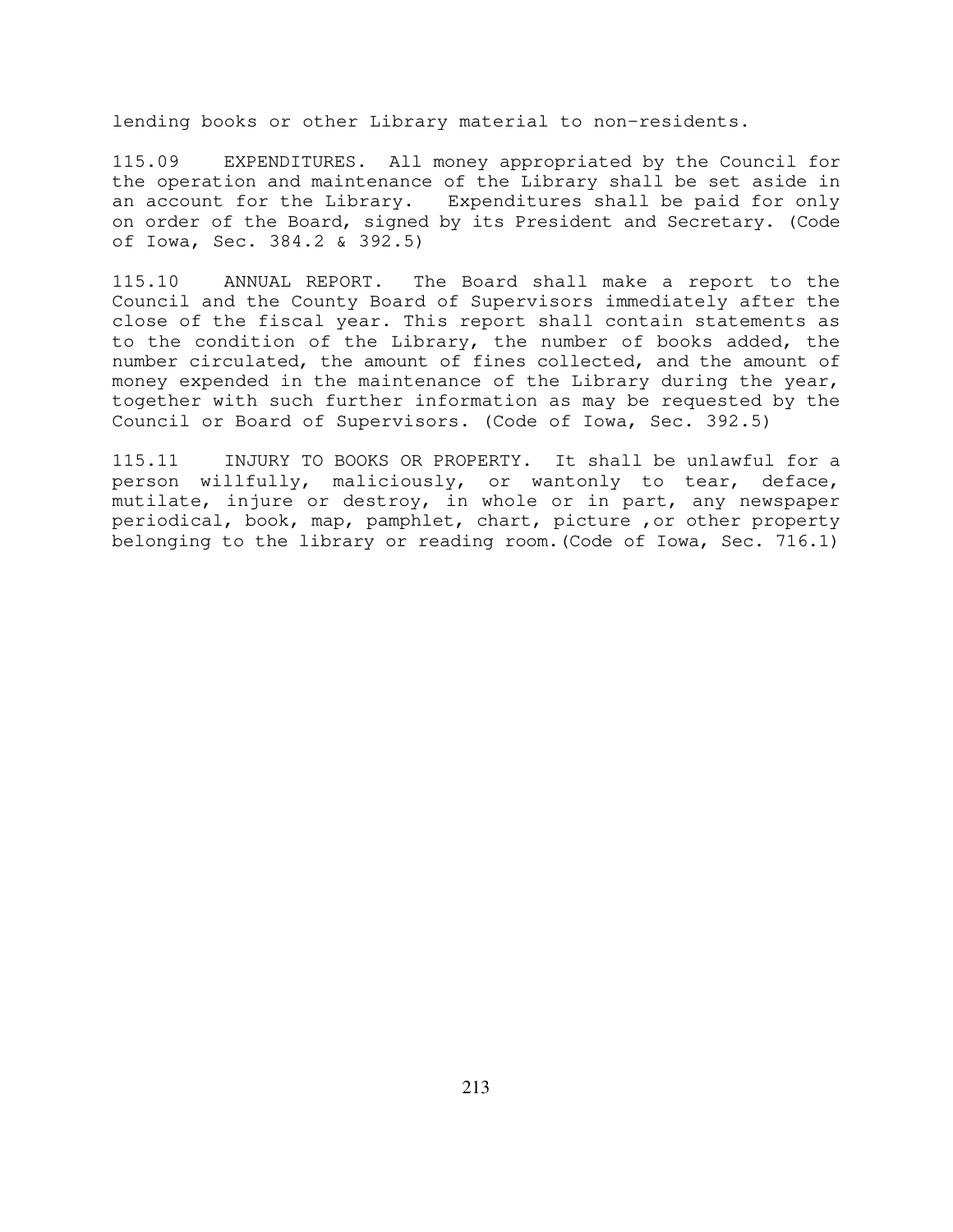lending books or other Library material to non-residents.

115.09 EXPENDITURES. All money appropriated by the Council for the operation and maintenance of the Library shall be set aside in an account for the Library. Expenditures shall be paid for only on order of the Board, signed by its President and Secretary. (Code of Iowa, Sec. 384.2 & 392.5)

115.10 ANNUAL REPORT. The Board shall make a report to the Council and the County Board of Supervisors immediately after the close of the fiscal year. This report shall contain statements as to the condition of the Library, the number of books added, the number circulated, the amount of fines collected, and the amount of money expended in the maintenance of the Library during the year, together with such further information as may be requested by the Council or Board of Supervisors. (Code of Iowa, Sec. 392.5)

115.11 INJURY TO BOOKS OR PROPERTY. It shall be unlawful for a person willfully, maliciously, or wantonly to tear, deface, mutilate, injure or destroy, in whole or in part, any newspaper periodical, book, map, pamphlet, chart, picture ,or other property belonging to the library or reading room.(Code of Iowa, Sec. 716.1)